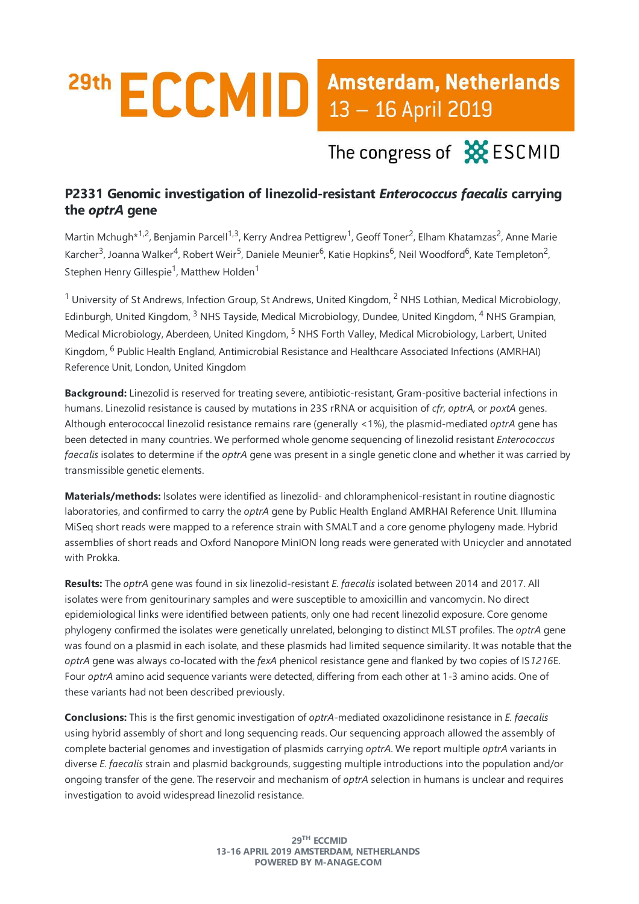# P2331 Genomic investigation of linezolid-resistant *Enterococcus faecalis* carrying the *optrA* gene

Martin Mchugh*[1,2], Benjamin Parcell[1,3], Kerry Andrea Pettigrew[1], Geoff Toner[2], Elham Khatamzas[2], Anne Marie Karcher[3], Joanna Walker[4], Robert Weir[5], Daniele Meunier[6], Katie Hopkins[6], Neil Woodford[6], Kate Templeton[2], Stephen Henry Gillespie[1], Matthew Holden[1]

[1] University of St Andrews, Infection Group, St Andrews, United Kingdom, [2] NHS Lothian, Medical Microbiology, Edinburgh, United Kingdom, [3] NHS Tayside, Medical Microbiology, Dundee, United Kingdom, [4] NHS Grampian, Medical Microbiology, Aberdeen, United Kingdom, [5] NHS Forth Valley, Medical Microbiology, Larbert, United Kingdom, [6] Public Health England, Antimicrobial Resistance and Healthcare Associated Infections (AMRHAI) Reference Unit, London, United Kingdom

**Background:** Linezolid is reserved for treating severe, antibiotic-resistant, Gram-positive bacterial infections in humans. Linezolid resistance is caused by mutations in 23S rRNA or acquisition of *cfr*, *optrA*, or *poxtA* genes. Although enterococcal linezolid resistance remains rare (generally <1%), the plasmid-mediated *optrA* gene has been detected in many countries. We performed whole genome sequencing of linezolid resistant *Enterococcus faecalis* isolates to determine if the *optrA* gene was present in a single genetic clone and whether it was carried by transmissible genetic elements.

**Materials/methods:** Isolates were identified as linezolid- and chloramphenicol-resistant in routine diagnostic laboratories, and confirmed to carry the *optrA* gene by Public Health England AMRHAI Reference Unit. Illumina MiSeq short reads were mapped to a reference strain with SMALT and a core genome phylogeny made. Hybrid assemblies of short reads and Oxford Nanopore MinION long reads were generated with Unicycler and annotated with Prokka.

**Results:** The *optrA* gene was found in six linezolid-resistant *E. faecalis* isolated between 2014 and 2017. All isolates were from genitourinary samples and were susceptible to amoxicillin and vancomycin. No direct epidemiological links were identified between patients, only one had recent linezolid exposure. Core genome phylogeny confirmed the isolates were genetically unrelated, belonging to distinct MLST profiles. The *optrA* gene was found on a plasmid in each isolate, and these plasmids had limited sequence similarity. It was notable that the *optrA* gene was always co-located with the *fexA* phenicol resistance gene and flanked by two copies of IS*1216*E. Four *optrA* amino acid sequence variants were detected, differing from each other at 1-3 amino acids. One of these variants had not been described previously.

**Conclusions:** This is the first genomic investigation of *optrA*-mediated oxazolidinone resistance in *E. faecalis* using hybrid assembly of short and long sequencing reads. Our sequencing approach allowed the assembly of complete bacterial genomes and investigation of plasmids carrying *optrA*. We report multiple *optrA* variants in diverse *E. faecalis* strain and plasmid backgrounds, suggesting multiple introductions into the population and/or ongoing transfer of the gene. The reservoir and mechanism of *optrA* selection in humans is unclear and requires investigation to avoid widespread linezolid resistance.